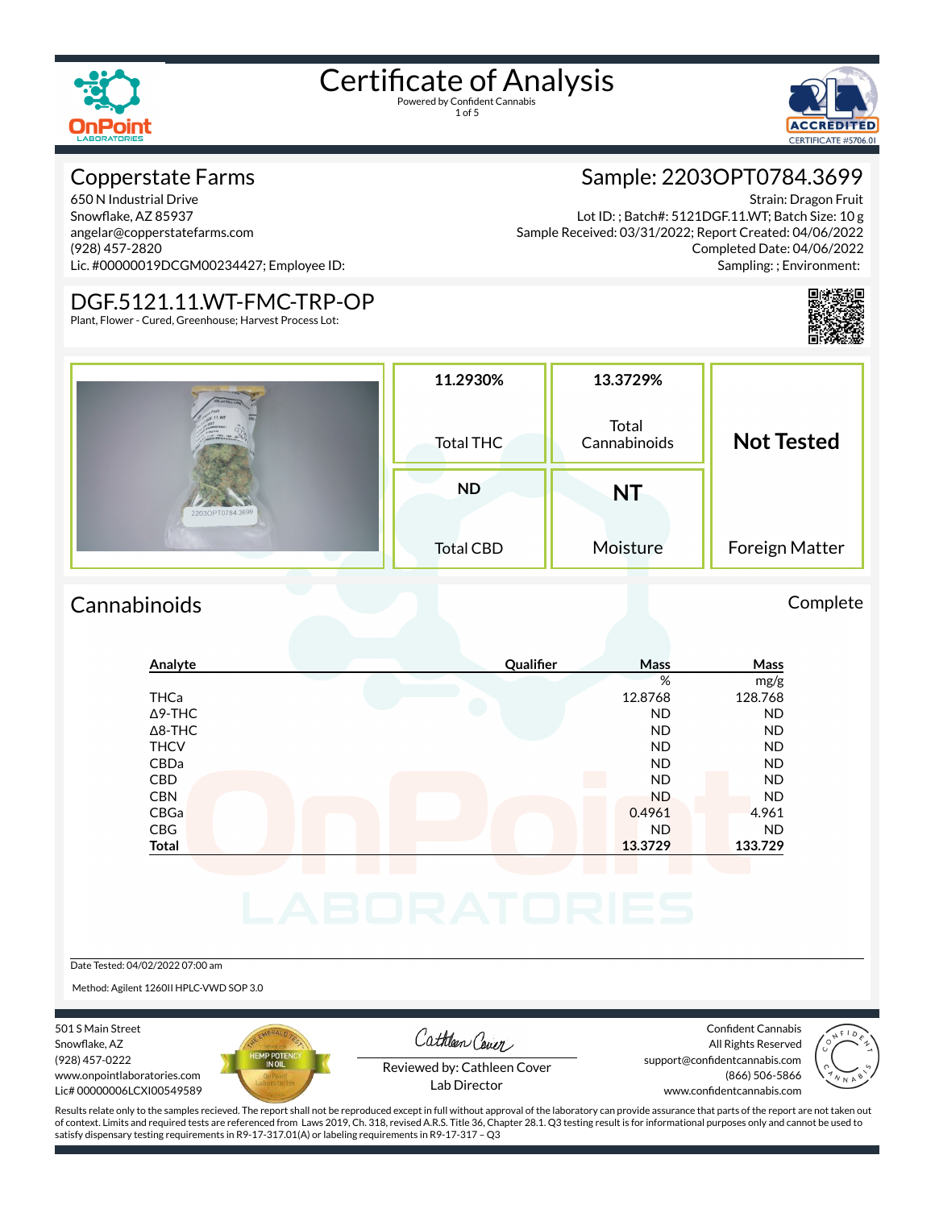# Certificate of Analysis

Powered by Confident Cannabis

## Copperstate Farms

650 N Industrial Drive
Snowflake, AZ 85937
angelar@copperstatefarms.com
(928) 457-2820
Lic. #00000019DCGM00234427; Employee ID:

## Sample: 2203OPT0784.3699

Strain: Dragon Fruit
Lot ID: ; Batch#: 5121DGF.11.WT; Batch Size: 10 g
Sample Received: 03/31/2022; Report Created: 04/06/2022
Completed Date: 04/06/2022
Sampling: ; Environment:

## DGF.5121.11.WT-FMC-TRP-OP

Plant, Flower - Cured, Greenhouse; Harvest Process Lot:

| 11.2930% | 13.3729% | Not Tested |
|---|---|---|
| Total THC | Total Cannabinoids | Foreign Matter |
| **ND** | **NT** | |
| Total CBD | Moisture | |

## Cannabinoids

Complete

| Analyte | Qualifier | Mass % | Mass mg/g |
|---|---|---|---|
| THCa | | 12.8768 | 128.768 |
| Δ9-THC | | ND | ND |
| Δ8-THC | | ND | ND |
| THCV | | ND | ND |
| CBDa | | ND | ND |
| CBD | | ND | ND |
| CBN | | ND | ND |
| CBGa | | 0.4961 | 4.961 |
| CBG | | ND | ND |
| **Total** | | **13.3729** | **133.729** |

Date Tested: 04/02/2022 07:00 am

Method: Agilent 1260II HPLC-VWD SOP 3.0

501 S Main Street
Snowflake, AZ
(928) 457-0222
www.onpointlaboratories.com
Lic# 00000006LCXI00549589

Reviewed by: Cathleen Cover
Lab Director

Confident Cannabis
All Rights Reserved
support@confidentcannabis.com
(866) 506-5866
www.confidentcannabis.com

Results relate only to the samples recieved. The report shall not be reproduced except in full without approval of the laboratory can provide assurance that parts of the report are not taken out of context. Limits and required tests are referenced from Laws 2019, Ch. 318, revised A.R.S. Title 36, Chapter 28.1. Q3 testing result is for informational purposes only and cannot be used to satisfy dispensary testing requirements in R9-17-317.01(A) or labeling requirements in R9-17-317 – Q3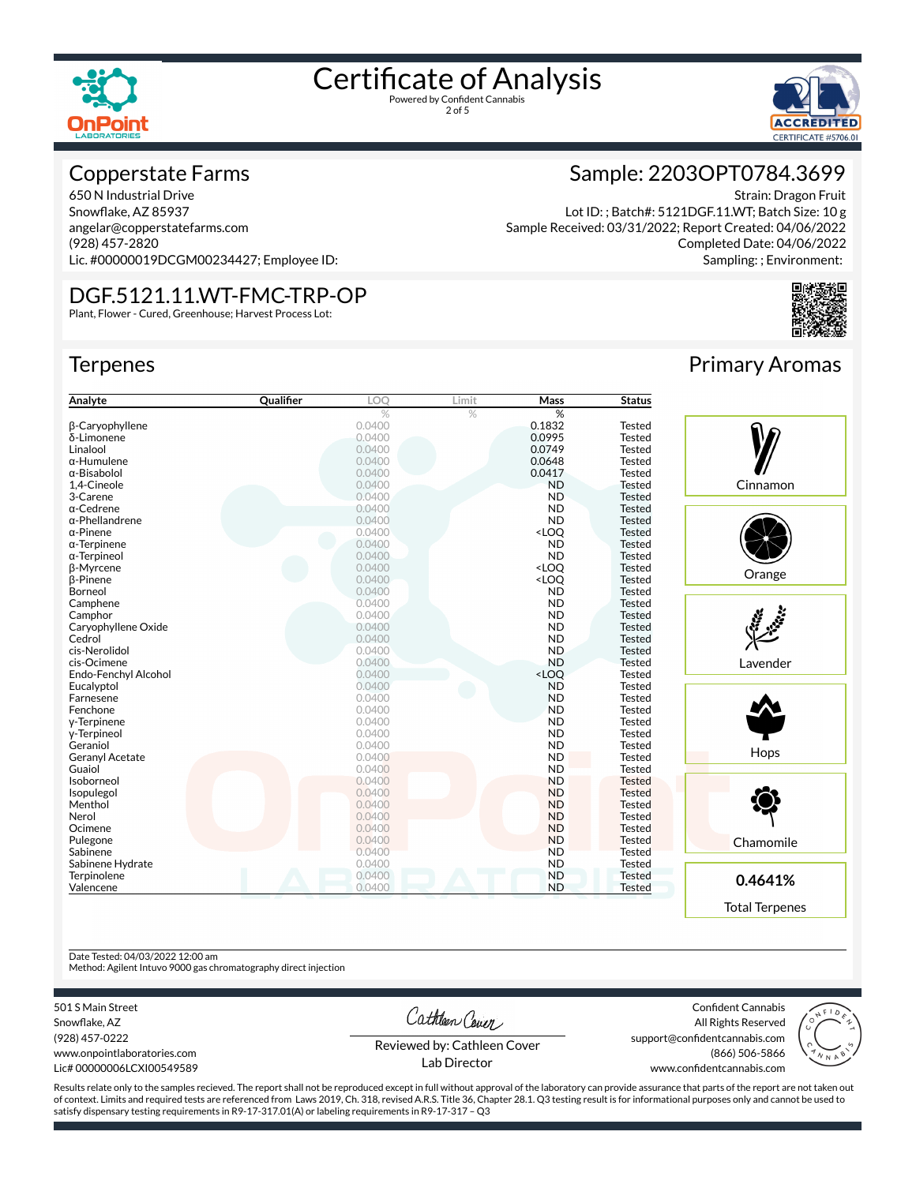# Certificate of Analysis

Powered by Confident Cannabis

## Copperstate Farms

650 N Industrial Drive
Snowflake, AZ 85937
angelar@copperstatefarms.com
(928) 457-2820
Lic. #00000019DCGM00234427; Employee ID:

## Sample: 2203OPT0784.3699

Strain: Dragon Fruit
Lot ID: ; Batch#: 5121DGF.11.WT; Batch Size: 10 g
Sample Received: 03/31/2022; Report Created: 04/06/2022
Completed Date: 04/06/2022
Sampling: ; Environment:

## DGF.5121.11.WT-FMC-TRP-OP

Plant, Flower - Cured, Greenhouse; Harvest Process Lot:

## Terpenes

| Analyte | Qualifier | LOQ | Limit | Mass | Status |
|---|---|---|---|---|---|
| | | % | % | % | |
| β-Caryophyllene | | 0.0400 | | 0.1832 | Tested |
| δ-Limonene | | 0.0400 | | 0.0995 | Tested |
| Linalool | | 0.0400 | | 0.0749 | Tested |
| α-Humulene | | 0.0400 | | 0.0648 | Tested |
| α-Bisabolol | | 0.0400 | | 0.0417 | Tested |
| 1,4-Cineole | | 0.0400 | | ND | Tested |
| 3-Carene | | 0.0400 | | ND | Tested |
| α-Cedrene | | 0.0400 | | ND | Tested |
| α-Phellandrene | | 0.0400 | | ND | Tested |
| α-Pinene | | 0.0400 | | <LOQ | Tested |
| α-Terpinene | | 0.0400 | | ND | Tested |
| α-Terpineol | | 0.0400 | | ND | Tested |
| β-Myrcene | | 0.0400 | | <LOQ | Tested |
| β-Pinene | | 0.0400 | | <LOQ | Tested |
| Borneol | | 0.0400 | | ND | Tested |
| Camphene | | 0.0400 | | ND | Tested |
| Camphor | | 0.0400 | | ND | Tested |
| Caryophyllene Oxide | | 0.0400 | | ND | Tested |
| Cedrol | | 0.0400 | | ND | Tested |
| cis-Nerolidol | | 0.0400 | | ND | Tested |
| cis-Ocimene | | 0.0400 | | ND | Tested |
| Endo-Fenchyl Alcohol | | 0.0400 | | <LOQ | Tested |
| Eucalyptol | | 0.0400 | | ND | Tested |
| Farnesene | | 0.0400 | | ND | Tested |
| Fenchone | | 0.0400 | | ND | Tested |
| γ-Terpinene | | 0.0400 | | ND | Tested |
| γ-Terpineol | | 0.0400 | | ND | Tested |
| Geraniol | | 0.0400 | | ND | Tested |
| Geranyl Acetate | | 0.0400 | | ND | Tested |
| Guaiol | | 0.0400 | | ND | Tested |
| Isoborneol | | 0.0400 | | ND | Tested |
| Isopulegol | | 0.0400 | | ND | Tested |
| Menthol | | 0.0400 | | ND | Tested |
| Nerol | | 0.0400 | | ND | Tested |
| Ocimene | | 0.0400 | | ND | Tested |
| Pulegone | | 0.0400 | | ND | Tested |
| Sabinene | | 0.0400 | | ND | Tested |
| Sabinene Hydrate | | 0.0400 | | ND | Tested |
| Terpinolene | | 0.0400 | | ND | Tested |
| Valencene | | 0.0400 | | ND | Tested |

## Primary Aromas

- Cinnamon
- Orange
- Lavender
- Hops
- Chamomile

**0.4641%**

Total Terpenes

Date Tested: 04/03/2022 12:00 am
Method: Agilent Intuvo 9000 gas chromatography direct injection

501 S Main Street
Snowflake, AZ
(928) 457-0222
www.onpointlaboratories.com
Lic# 00000006LCXI00549589

Reviewed by: Cathleen Cover
Lab Director

Confident Cannabis
All Rights Reserved
support@confidentcannabis.com
(866) 506-5866
www.confidentcannabis.com

Results relate only to the samples recieved. The report shall not be reproduced except in full without approval of the laboratory can provide assurance that parts of the report are not taken out of context. Limits and required tests are referenced from Laws 2019, Ch. 318, revised A.R.S. Title 36, Chapter 28.1. Q3 testing result is for informational purposes only and cannot be used to satisfy dispensary testing requirements in R9-17-317.01(A) or labeling requirements in R9-17-317 – Q3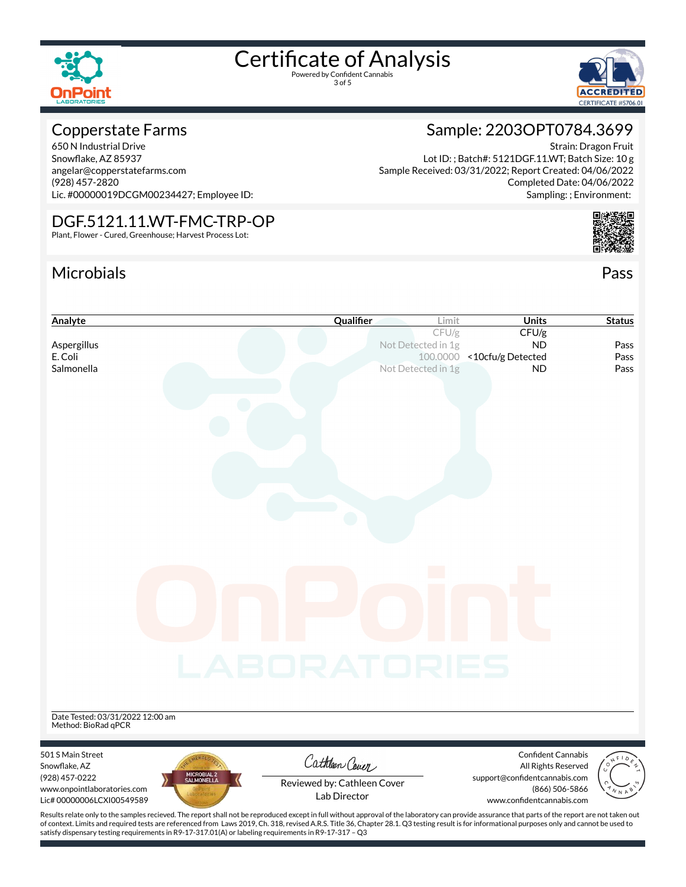# Certificate of Analysis

Powered by Confident Cannabis

## Copperstate Farms

650 N Industrial Drive
Snowflake, AZ 85937
angelar@copperstatefarms.com
(928) 457-2820
Lic. #00000019DCGM00234427; Employee ID:

## Sample: 2203OPT0784.3699

Strain: Dragon Fruit
Lot ID: ; Batch#: 5121DGF.11.WT; Batch Size: 10 g
Sample Received: 03/31/2022; Report Created: 04/06/2022
Completed Date: 04/06/2022
Sampling: ; Environment:

## DGF.5121.11.WT-FMC-TRP-OP

Plant, Flower - Cured, Greenhouse; Harvest Process Lot:

## Microbials

Pass

| Analyte | Qualifier | Limit | Units | Status |
|---|---|---|---|---|
| | | CFU/g | CFU/g | |
| Aspergillus | | Not Detected in 1g | ND | Pass |
| E. Coli | | 100.0000 | <10cfu/g Detected | Pass |
| Salmonella | | Not Detected in 1g | ND | Pass |

Date Tested: 03/31/2022 12:00 am
Method: BioRad qPCR

501 S Main Street
Snowflake, AZ
(928) 457-0222
www.onpointlaboratories.com
Lic# 00000006LCXI00549589

Reviewed by: Cathleen Cover
Lab Director

Confident Cannabis
All Rights Reserved
support@confidentcannabis.com
(866) 506-5866
www.confidentcannabis.com

Results relate only to the samples recieved. The report shall not be reproduced except in full without approval of the laboratory can provide assurance that parts of the report are not taken out of context. Limits and required tests are referenced from Laws 2019, Ch. 318, revised A.R.S. Title 36, Chapter 28.1. Q3 testing result is for informational purposes only and cannot be used to satisfy dispensary testing requirements in R9-17-317.01(A) or labeling requirements in R9-17-317 – Q3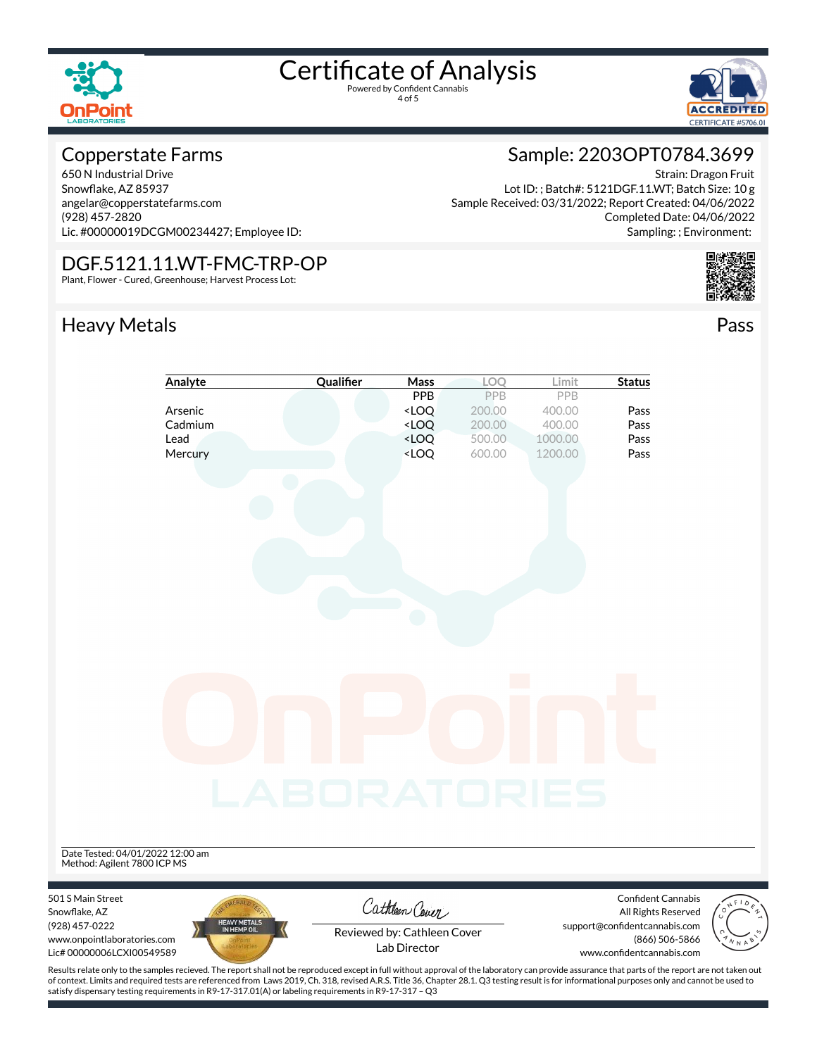# Certificate of Analysis

Powered by Confident Cannabis

## Copperstate Farms

650 N Industrial Drive
Snowflake, AZ 85937
angelar@copperstatefarms.com
(928) 457-2820
Lic. #00000019DCGM00234427; Employee ID:

## Sample: 2203OPT0784.3699

Strain: Dragon Fruit
Lot ID: ; Batch#: 5121DGF.11.WT; Batch Size: 10 g
Sample Received: 03/31/2022; Report Created: 04/06/2022
Completed Date: 04/06/2022
Sampling: ; Environment:

## DGF.5121.11.WT-FMC-TRP-OP

Plant, Flower - Cured, Greenhouse; Harvest Process Lot:

## Heavy Metals

Pass

| Analyte | Qualifier | Mass | LOQ | Limit | Status |
|---|---|---|---|---|---|
| | | PPB | PPB | PPB | |
| Arsenic | | <LOQ | 200.00 | 400.00 | Pass |
| Cadmium | | <LOQ | 200.00 | 400.00 | Pass |
| Lead | | <LOQ | 500.00 | 1000.00 | Pass |
| Mercury | | <LOQ | 600.00 | 1200.00 | Pass |

Date Tested: 04/01/2022 12:00 am
Method: Agilent 7800 ICP MS

501 S Main Street
Snowflake, AZ
(928) 457-0222
www.onpointlaboratories.com
Lic# 00000006LCXI00549589

Reviewed by: Cathleen Cover
Lab Director

Confident Cannabis
All Rights Reserved
support@confidentcannabis.com
(866) 506-5866
www.confidentcannabis.com

Results relate only to the samples recieved. The report shall not be reproduced except in full without approval of the laboratory can provide assurance that parts of the report are not taken out of context. Limits and required tests are referenced from Laws 2019, Ch. 318, revised A.R.S. Title 36, Chapter 28.1. Q3 testing result is for informational purposes only and cannot be used to satisfy dispensary testing requirements in R9-17-317.01(A) or labeling requirements in R9-17-317 – Q3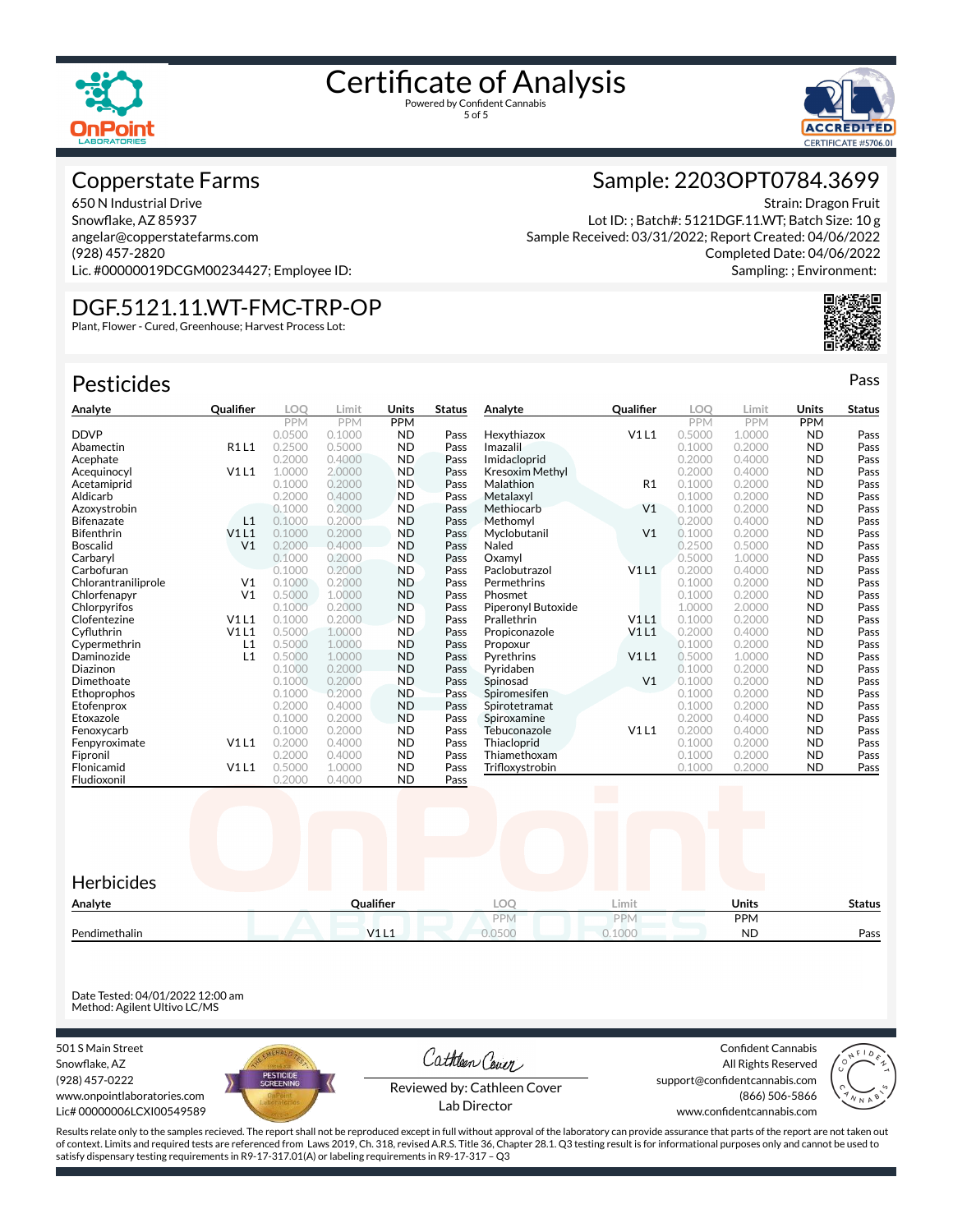# Certificate of Analysis

Powered by Confident Cannabis

## Copperstate Farms

650 N Industrial Drive
Snowflake, AZ 85937
angelar@copperstatefarms.com
(928) 457-2820
Lic. #00000019DCGM00234427; Employee ID:

## Sample: 2203OPT0784.3699

Strain: Dragon Fruit
Lot ID: ; Batch#: 5121DGF.11.WT; Batch Size: 10 g
Sample Received: 03/31/2022; Report Created: 04/06/2022
Completed Date: 04/06/2022
Sampling: ; Environment:

## DGF.5121.11.WT-FMC-TRP-OP

Plant, Flower - Cured, Greenhouse; Harvest Process Lot:

## Pesticides

Pass

| Analyte | Qualifier | LOQ | Limit | Units | Status |
|---|---|---|---|---|---|
| | | PPM | PPM | PPM | |
| DDVP | | 0.0500 | 0.1000 | ND | Pass |
| Abamectin | R1 L1 | 0.2500 | 0.5000 | ND | Pass |
| Acephate | | 0.2000 | 0.4000 | ND | Pass |
| Acequinocyl | V1 L1 | 1.0000 | 2.0000 | ND | Pass |
| Acetamiprid | | 0.1000 | 0.2000 | ND | Pass |
| Aldicarb | | 0.2000 | 0.4000 | ND | Pass |
| Azoxystrobin | | 0.1000 | 0.2000 | ND | Pass |
| Bifenazate | L1 | 0.1000 | 0.2000 | ND | Pass |
| Bifenthrin | V1 L1 | 0.1000 | 0.2000 | ND | Pass |
| Boscalid | V1 | 0.2000 | 0.4000 | ND | Pass |
| Carbaryl | | 0.1000 | 0.2000 | ND | Pass |
| Carbofuran | | 0.1000 | 0.2000 | ND | Pass |
| Chlorantraniliprole | V1 | 0.1000 | 0.2000 | ND | Pass |
| Chlorfenapyr | V1 | 0.5000 | 1.0000 | ND | Pass |
| Chlorpyrifos | | 0.1000 | 0.2000 | ND | Pass |
| Clofentezine | V1 L1 | 0.1000 | 0.2000 | ND | Pass |
| Cyfluthrin | V1 L1 | 0.5000 | 1.0000 | ND | Pass |
| Cypermethrin | L1 | 0.5000 | 1.0000 | ND | Pass |
| Daminozide | L1 | 0.5000 | 1.0000 | ND | Pass |
| Diazinon | | 0.1000 | 0.2000 | ND | Pass |
| Dimethoate | | 0.1000 | 0.2000 | ND | Pass |
| Ethoprophos | | 0.1000 | 0.2000 | ND | Pass |
| Etofenprox | | 0.2000 | 0.4000 | ND | Pass |
| Etoxazole | | 0.1000 | 0.2000 | ND | Pass |
| Fenoxycarb | | 0.1000 | 0.2000 | ND | Pass |
| Fenpyroximate | V1 L1 | 0.2000 | 0.4000 | ND | Pass |
| Fipronil | | 0.2000 | 0.4000 | ND | Pass |
| Flonicamid | V1 L1 | 0.5000 | 1.0000 | ND | Pass |
| Fludioxonil | | 0.2000 | 0.4000 | ND | Pass |
| Hexythiazox | V1 L1 | 0.5000 | 1.0000 | ND | Pass |
| Imazalil | | 0.1000 | 0.2000 | ND | Pass |
| Imidacloprid | | 0.2000 | 0.4000 | ND | Pass |
| Kresoxim Methyl | | 0.2000 | 0.4000 | ND | Pass |
| Malathion | R1 | 0.1000 | 0.2000 | ND | Pass |
| Metalaxyl | | 0.1000 | 0.2000 | ND | Pass |
| Methiocarb | V1 | 0.1000 | 0.2000 | ND | Pass |
| Methomyl | | 0.2000 | 0.4000 | ND | Pass |
| Myclobutanil | V1 | 0.1000 | 0.2000 | ND | Pass |
| Naled | | 0.2500 | 0.5000 | ND | Pass |
| Oxamyl | | 0.5000 | 1.0000 | ND | Pass |
| Paclobutrazol | V1 L1 | 0.2000 | 0.4000 | ND | Pass |
| Permethrins | | 0.1000 | 0.2000 | ND | Pass |
| Phosmet | | 0.1000 | 0.2000 | ND | Pass |
| Piperonyl Butoxide | | 1.0000 | 2.0000 | ND | Pass |
| Prallethrin | V1 L1 | 0.1000 | 0.2000 | ND | Pass |
| Propiconazole | V1 L1 | 0.2000 | 0.4000 | ND | Pass |
| Propoxur | | 0.1000 | 0.2000 | ND | Pass |
| Pyrethrins | V1 L1 | 0.5000 | 1.0000 | ND | Pass |
| Pyridaben | | 0.1000 | 0.2000 | ND | Pass |
| Spinosad | V1 | 0.1000 | 0.2000 | ND | Pass |
| Spiromesifen | | 0.1000 | 0.2000 | ND | Pass |
| Spirotetramat | | 0.1000 | 0.2000 | ND | Pass |
| Spiroxamine | | 0.2000 | 0.4000 | ND | Pass |
| Tebuconazole | V1 L1 | 0.2000 | 0.4000 | ND | Pass |
| Thiacloprid | | 0.1000 | 0.2000 | ND | Pass |
| Thiamethoxam | | 0.1000 | 0.2000 | ND | Pass |
| Trifloxystrobin | | 0.1000 | 0.2000 | ND | Pass |

## Herbicides

| Analyte | Qualifier | LOQ | Limit | Units | Status |
|---|---|---|---|---|---|
| | | PPM | PPM | PPM | |
| Pendimethalin | V1 L1 | 0.0500 | 0.1000 | ND | Pass |

Date Tested: 04/01/2022 12:00 am
Method: Agilent Ultivo LC/MS

501 S Main Street
Snowflake, AZ
(928) 457-0222
www.onpointlaboratories.com
Lic# 00000006LCXI00549589

Reviewed by: Cathleen Cover
Lab Director

Confident Cannabis
All Rights Reserved
support@confidentcannabis.com
(866) 506-5866
www.confidentcannabis.com

Results relate only to the samples recieved. The report shall not be reproduced except in full without approval of the laboratory can provide assurance that parts of the report are not taken out of context. Limits and required tests are referenced from Laws 2019, Ch. 318, revised A.R.S. Title 36, Chapter 28.1. Q3 testing result is for informational purposes only and cannot be used to satisfy dispensary testing requirements in R9-17-317.01(A) or labeling requirements in R9-17-317 – Q3